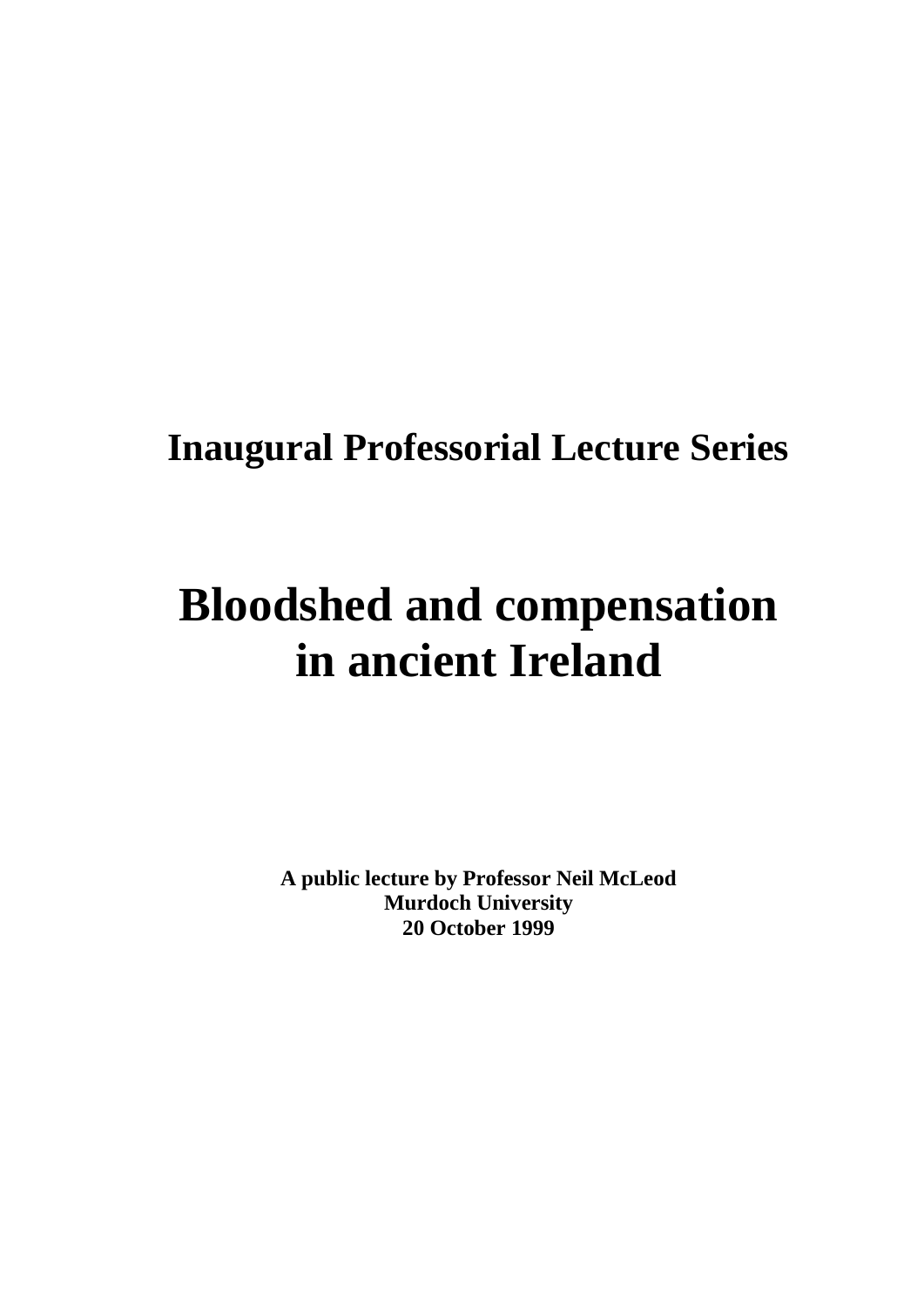**Inaugural Professorial Lecture Series**

# Bloodshed and compensation in ancient Ireland

**A public lecture by Professor Neil McLeod**
**Murdoch University**
**20 October 1999**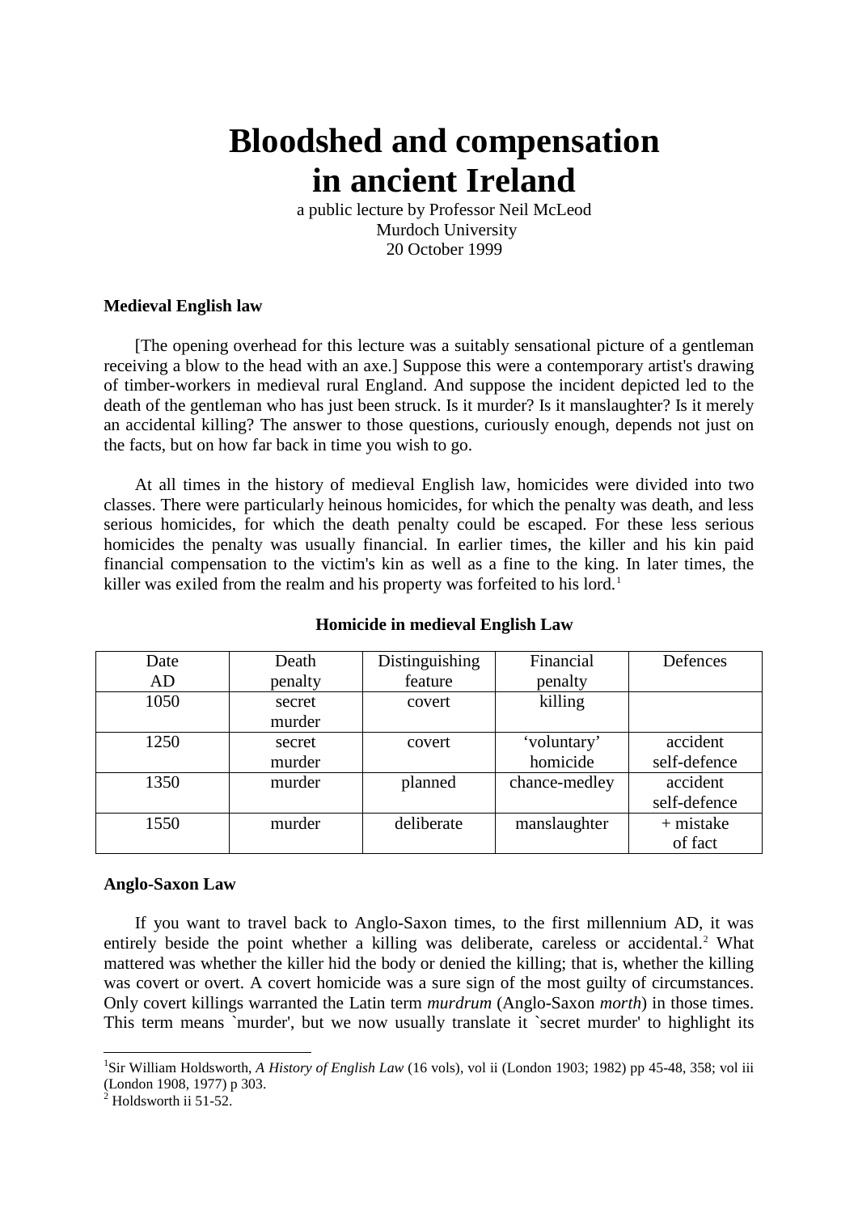# Bloodshed and compensation in ancient Ireland

a public lecture by Professor Neil McLeod
Murdoch University
20 October 1999

### Medieval English law

[The opening overhead for this lecture was a suitably sensational picture of a gentleman receiving a blow to the head with an axe.] Suppose this were a contemporary artist's drawing of timber-workers in medieval rural England. And suppose the incident depicted led to the death of the gentleman who has just been struck. Is it murder? Is it manslaughter? Is it merely an accidental killing? The answer to those questions, curiously enough, depends not just on the facts, but on how far back in time you wish to go.

At all times in the history of medieval English law, homicides were divided into two classes. There were particularly heinous homicides, for which the penalty was death, and less serious homicides, for which the death penalty could be escaped. For these less serious homicides the penalty was usually financial. In earlier times, the killer and his kin paid financial compensation to the victim's kin as well as a fine to the king. In later times, the killer was exiled from the realm and his property was forfeited to his lord.[1]

**Homicide in medieval English Law**

| Date AD | Death penalty | Distinguishing feature | Financial penalty | Defences |
|---|---|---|---|---|
| 1050 | secret murder | covert | killing | |
| 1250 | secret murder | covert | 'voluntary' homicide | accident self-defence |
| 1350 | murder | planned | chance-medley | accident self-defence |
| 1550 | murder | deliberate | manslaughter | + mistake of fact |

### Anglo-Saxon Law

If you want to travel back to Anglo-Saxon times, to the first millennium AD, it was entirely beside the point whether a killing was deliberate, careless or accidental.[2] What mattered was whether the killer hid the body or denied the killing; that is, whether the killing was covert or overt. A covert homicide was a sure sign of the most guilty of circumstances. Only covert killings warranted the Latin term *murdrum* (Anglo-Saxon *morth*) in those times. This term means `murder', but we now usually translate it `secret murder' to highlight its

---

[1] Sir William Holdsworth, *A History of English Law* (16 vols), vol ii (London 1903; 1982) pp 45-48, 358; vol iii (London 1908, 1977) p 303.

[2] Holdsworth ii 51-52.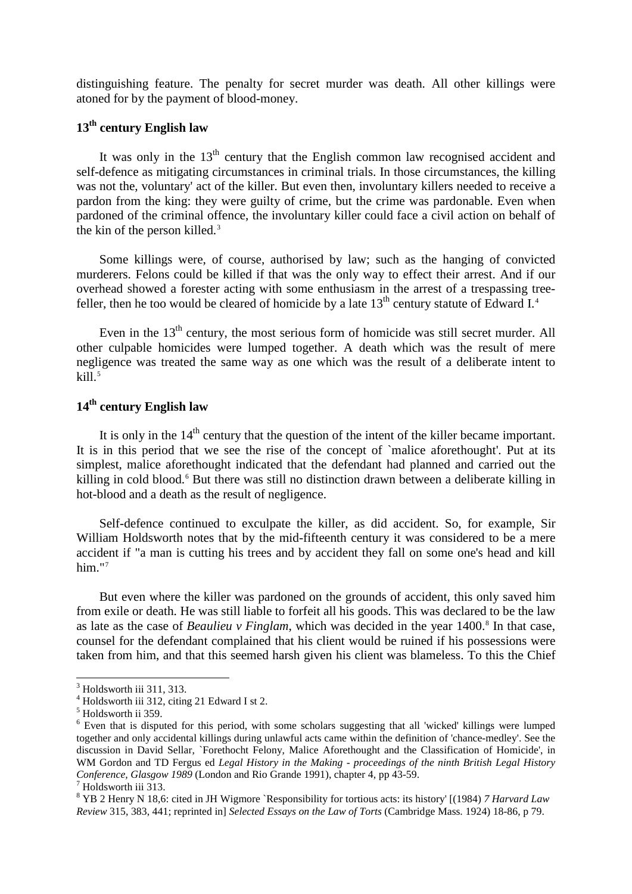distinguishing feature. The penalty for secret murder was death. All other killings were atoned for by the payment of blood-money.

## 13th century English law

It was only in the 13th century that the English common law recognised accident and self-defence as mitigating circumstances in criminal trials. In those circumstances, the killing was not the, voluntary' act of the killer. But even then, involuntary killers needed to receive a pardon from the king: they were guilty of crime, but the crime was pardonable. Even when pardoned of the criminal offence, the involuntary killer could face a civil action on behalf of the kin of the person killed.[3]

Some killings were, of course, authorised by law; such as the hanging of convicted murderers. Felons could be killed if that was the only way to effect their arrest. And if our overhead showed a forester acting with some enthusiasm in the arrest of a trespassing tree-feller, then he too would be cleared of homicide by a late 13th century statute of Edward I.[4]

Even in the 13th century, the most serious form of homicide was still secret murder. All other culpable homicides were lumped together. A death which was the result of mere negligence was treated the same way as one which was the result of a deliberate intent to kill.[5]

## 14th century English law

It is only in the 14th century that the question of the intent of the killer became important. It is in this period that we see the rise of the concept of `malice aforethought'. Put at its simplest, malice aforethought indicated that the defendant had planned and carried out the killing in cold blood.[6] But there was still no distinction drawn between a deliberate killing in hot-blood and a death as the result of negligence.

Self-defence continued to exculpate the killer, as did accident. So, for example, Sir William Holdsworth notes that by the mid-fifteenth century it was considered to be a mere accident if "a man is cutting his trees and by accident they fall on some one's head and kill him."[7]

But even where the killer was pardoned on the grounds of accident, this only saved him from exile or death. He was still liable to forfeit all his goods. This was declared to be the law as late as the case of *Beaulieu v Finglam*, which was decided in the year 1400.[8] In that case, counsel for the defendant complained that his client would be ruined if his possessions were taken from him, and that this seemed harsh given his client was blameless. To this the Chief

---

[3] Holdsworth iii 311, 313.

[4] Holdsworth iii 312, citing 21 Edward I st 2.

[5] Holdsworth ii 359.

[6] Even that is disputed for this period, with some scholars suggesting that all 'wicked' killings were lumped together and only accidental killings during unlawful acts came within the definition of 'chance-medley'. See the discussion in David Sellar, `Forethocht Felony, Malice Aforethought and the Classification of Homicide', in WM Gordon and TD Fergus ed *Legal History in the Making - proceedings of the ninth British Legal History Conference, Glasgow 1989* (London and Rio Grande 1991), chapter 4, pp 43-59.

[7] Holdsworth iii 313.

[8] YB 2 Henry N 18,6: cited in JH Wigmore `Responsibility for tortious acts: its history' [(1984) *7 Harvard Law Review* 315, 383, 441; reprinted in] *Selected Essays on the Law of Torts* (Cambridge Mass. 1924) 18-86, p 79.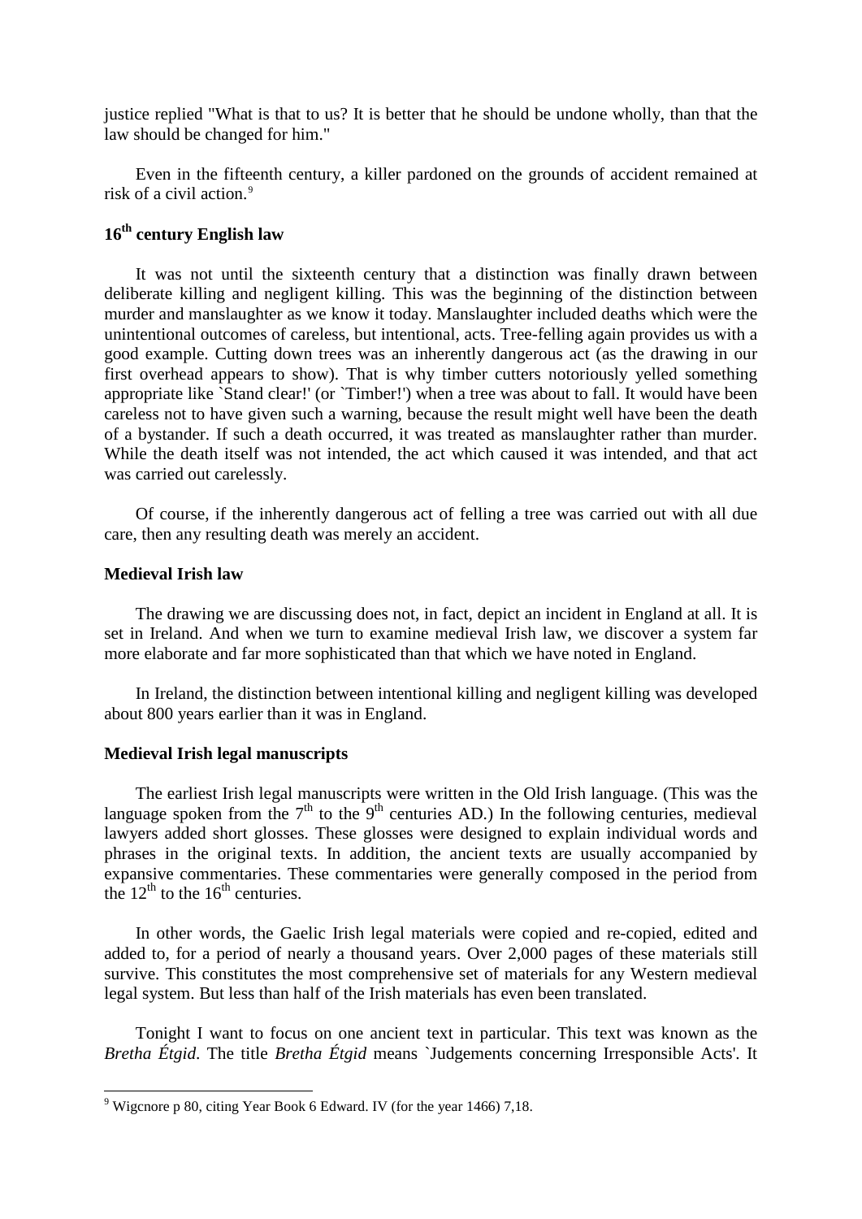justice replied "What is that to us? It is better that he should be undone wholly, than that the law should be changed for him."

Even in the fifteenth century, a killer pardoned on the grounds of accident remained at risk of a civil action.[9]

## 16th century English law

It was not until the sixteenth century that a distinction was finally drawn between deliberate killing and negligent killing. This was the beginning of the distinction between murder and manslaughter as we know it today. Manslaughter included deaths which were the unintentional outcomes of careless, but intentional, acts. Tree-felling again provides us with a good example. Cutting down trees was an inherently dangerous act (as the drawing in our first overhead appears to show). That is why timber cutters notoriously yelled something appropriate like `Stand clear!' (or `Timber!') when a tree was about to fall. It would have been careless not to have given such a warning, because the result might well have been the death of a bystander. If such a death occurred, it was treated as manslaughter rather than murder. While the death itself was not intended, the act which caused it was intended, and that act was carried out carelessly.

Of course, if the inherently dangerous act of felling a tree was carried out with all due care, then any resulting death was merely an accident.

## Medieval Irish law

The drawing we are discussing does not, in fact, depict an incident in England at all. It is set in Ireland. And when we turn to examine medieval Irish law, we discover a system far more elaborate and far more sophisticated than that which we have noted in England.

In Ireland, the distinction between intentional killing and negligent killing was developed about 800 years earlier than it was in England.

## Medieval Irish legal manuscripts

The earliest Irish legal manuscripts were written in the Old Irish language. (This was the language spoken from the 7th to the 9th centuries AD.) In the following centuries, medieval lawyers added short glosses. These glosses were designed to explain individual words and phrases in the original texts. In addition, the ancient texts are usually accompanied by expansive commentaries. These commentaries were generally composed in the period from the 12th to the 16th centuries.

In other words, the Gaelic Irish legal materials were copied and re-copied, edited and added to, for a period of nearly a thousand years. Over 2,000 pages of these materials still survive. This constitutes the most comprehensive set of materials for any Western medieval legal system. But less than half of the Irish materials has even been translated.

Tonight I want to focus on one ancient text in particular. This text was known as the *Bretha Étgid*. The title *Bretha Étgid* means `Judgements concerning Irresponsible Acts'. It

[9] Wigcnore p 80, citing Year Book 6 Edward. IV (for the year 1466) 7,18.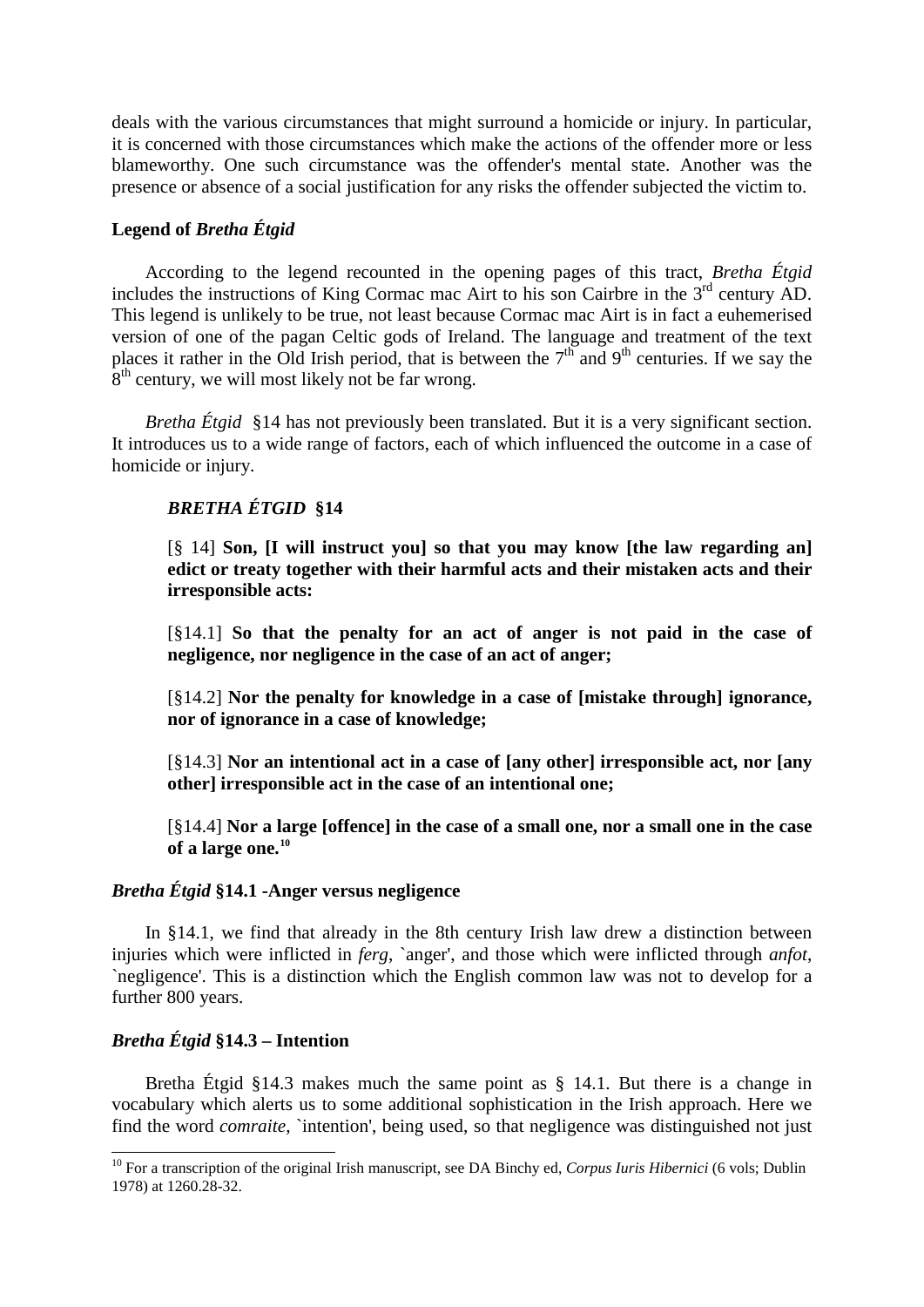deals with the various circumstances that might surround a homicide or injury. In particular, it is concerned with those circumstances which make the actions of the offender more or less blameworthy. One such circumstance was the offender's mental state. Another was the presence or absence of a social justification for any risks the offender subjected the victim to.

### Legend of *Bretha Étgid*

According to the legend recounted in the opening pages of this tract, *Bretha Étgid* includes the instructions of King Cormac mac Airt to his son Cairbre in the 3rd century AD. This legend is unlikely to be true, not least because Cormac mac Airt is in fact a euhemerised version of one of the pagan Celtic gods of Ireland. The language and treatment of the text places it rather in the Old Irish period, that is between the 7th and 9th centuries. If we say the 8th century, we will most likely not be far wrong.

*Bretha Étgid* §14 has not previously been translated. But it is a very significant section. It introduces us to a wide range of factors, each of which influenced the outcome in a case of homicide or injury.

> ***BRETHA ÉTGID* §14**
>
> [§ 14] **Son, [I will instruct you] so that you may know [the law regarding an] edict or treaty together with their harmful acts and their mistaken acts and their irresponsible acts:**
>
> [§14.1] **So that the penalty for an act of anger is not paid in the case of negligence, nor negligence in the case of an act of anger;**
>
> [§14.2] **Nor the penalty for knowledge in a case of [mistake through] ignorance, nor of ignorance in a case of knowledge;**
>
> [§14.3] **Nor an intentional act in a case of [any other] irresponsible act, nor [any other] irresponsible act in the case of an intentional one;**
>
> [§14.4] **Nor a large [offence] in the case of a small one, nor a small one in the case of a large one.**[10]

### *Bretha Étgid* §14.1 -Anger versus negligence

In §14.1, we find that already in the 8th century Irish law drew a distinction between injuries which were inflicted in *ferg*, `anger', and those which were inflicted through *anfot*, `negligence'. This is a distinction which the English common law was not to develop for a further 800 years.

### *Bretha Étgid* §14.3 – Intention

Bretha Étgid §14.3 makes much the same point as § 14.1. But there is a change in vocabulary which alerts us to some additional sophistication in the Irish approach. Here we find the word *comraite*, `intention', being used, so that negligence was distinguished not just

[10] For a transcription of the original Irish manuscript, see DA Binchy ed, *Corpus Iuris Hibernici* (6 vols; Dublin 1978) at 1260.28-32.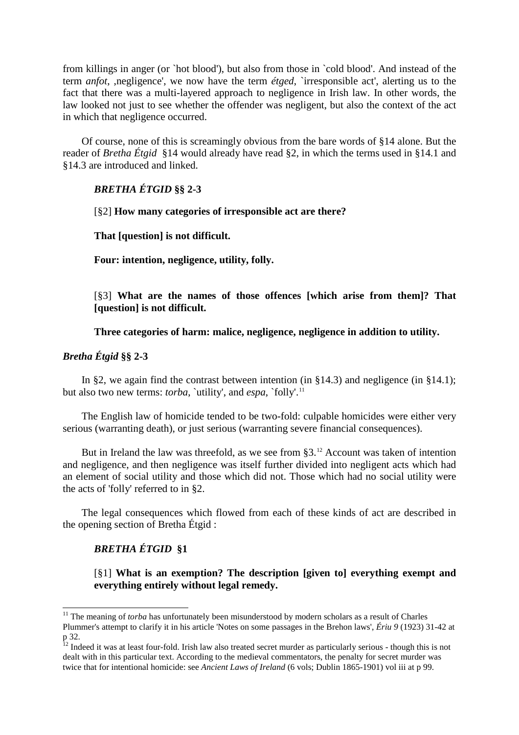from killings in anger (or `hot blood'), but also from those in `cold blood'. And instead of the term *anfot*, ,negligence', we now have the term *étged*, `irresponsible act', alerting us to the fact that there was a multi-layered approach to negligence in Irish law. In other words, the law looked not just to see whether the offender was negligent, but also the context of the act in which that negligence occurred.

Of course, none of this is screamingly obvious from the bare words of §14 alone. But the reader of *Bretha Étgid* §14 would already have read §2, in which the terms used in §14.1 and §14.3 are introduced and linked.

***BRETHA ÉTGID* §§ 2-3**

[§2] **How many categories of irresponsible act are there?**

**That [question] is not difficult.**

**Four: intention, negligence, utility, folly.**

[§3] **What are the names of those offences [which arise from them]? That [question] is not difficult.**

**Three categories of harm: malice, negligence, negligence in addition to utility.**

***Bretha Étgid* §§ 2-3**

In §2, we again find the contrast between intention (in §14.3) and negligence (in §14.1); but also two new terms: *torba*, `utility', and *espa*, `folly'.[11]

The English law of homicide tended to be two-fold: culpable homicides were either very serious (warranting death), or just serious (warranting severe financial consequences).

But in Ireland the law was threefold, as we see from §3.[12] Account was taken of intention and negligence, and then negligence was itself further divided into negligent acts which had an element of social utility and those which did not. Those which had no social utility were the acts of 'folly' referred to in §2.

The legal consequences which flowed from each of these kinds of act are described in the opening section of Bretha Étgid :

***BRETHA ÉTGID* §1**

[§1] **What is an exemption? The description [given to] everything exempt and everything entirely without legal remedy.**

---

[11] The meaning of *torba* has unfortunately been misunderstood by modern scholars as a result of Charles Plummer's attempt to clarify it in his article 'Notes on some passages in the Brehon laws', *Ériu 9* (1923) 31-42 at p 32.

[12] Indeed it was at least four-fold. Irish law also treated secret murder as particularly serious - though this is not dealt with in this particular text. According to the medieval commentators, the penalty for secret murder was twice that for intentional homicide: see *Ancient Laws of Ireland* (6 vols; Dublin 1865-1901) vol iii at p 99.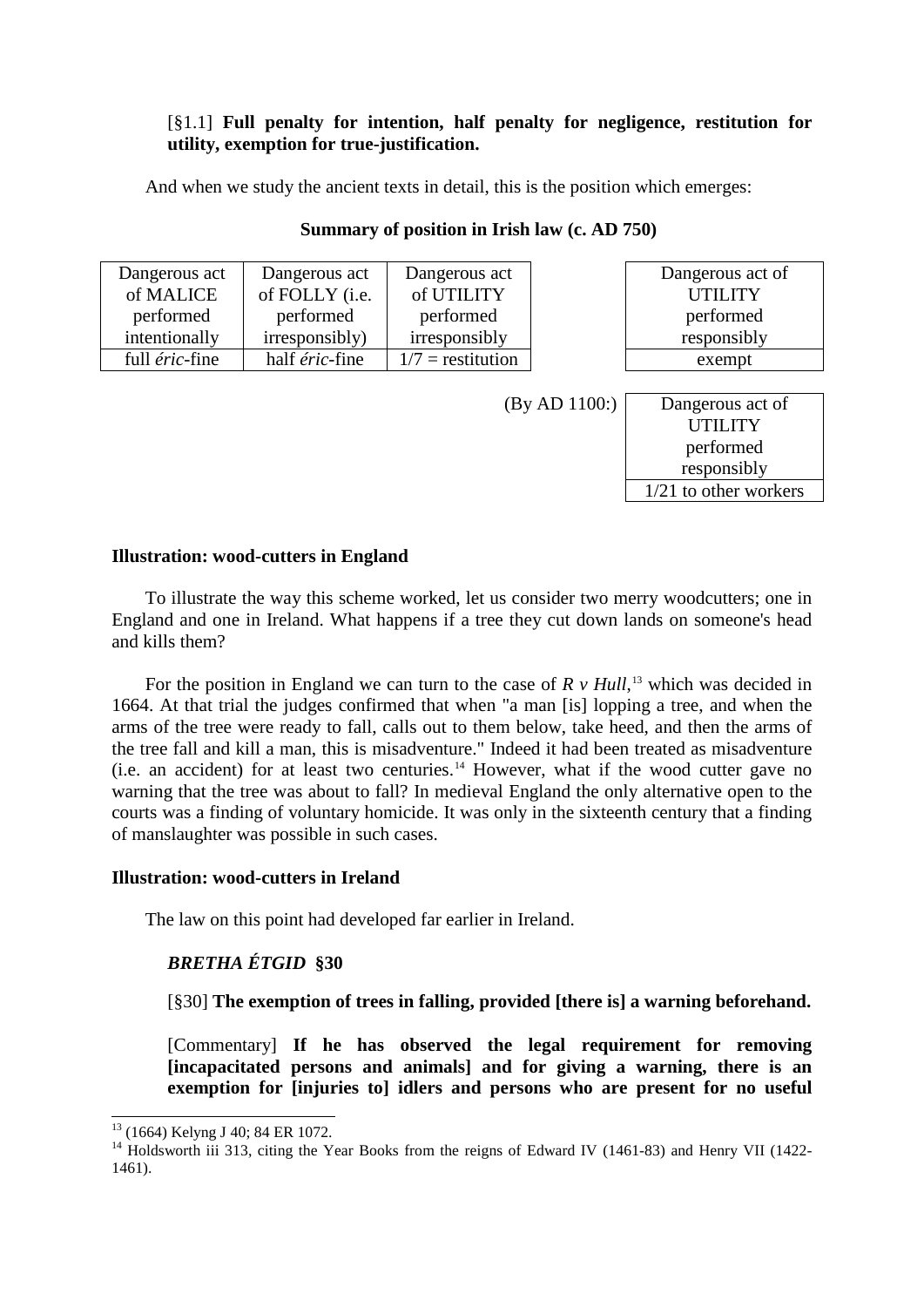[§1.1] **Full penalty for intention, half penalty for negligence, restitution for utility, exemption for true-justification.**

And when we study the ancient texts in detail, this is the position which emerges:

**Summary of position in Irish law (c. AD 750)**

| Dangerous act of MALICE performed intentionally | Dangerous act of FOLLY (i.e. performed irresponsibly) | Dangerous act of UTILITY performed irresponsibly |
|---|---|---|
| full *éric*-fine | half *éric*-fine | 1/7 = restitution |

| Dangerous act of UTILITY performed responsibly |
|---|
| exempt |

(By AD 1100:)

| Dangerous act of UTILITY performed responsibly |
|---|
| 1/21 to other workers |

**Illustration: wood-cutters in England**

To illustrate the way this scheme worked, let us consider two merry woodcutters; one in England and one in Ireland. What happens if a tree they cut down lands on someone's head and kills them?

For the position in England we can turn to the case of *R v Hull*,[13] which was decided in 1664. At that trial the judges confirmed that when "a man [is] lopping a tree, and when the arms of the tree were ready to fall, calls out to them below, take heed, and then the arms of the tree fall and kill a man, this is misadventure." Indeed it had been treated as misadventure (i.e. an accident) for at least two centuries.[14] However, what if the wood cutter gave no warning that the tree was about to fall? In medieval England the only alternative open to the courts was a finding of voluntary homicide. It was only in the sixteenth century that a finding of manslaughter was possible in such cases.

**Illustration: wood-cutters in Ireland**

The law on this point had developed far earlier in Ireland.

***BRETHA ÉTGID* §30**

[§30] **The exemption of trees in falling, provided [there is] a warning beforehand.**

[Commentary] **If he has observed the legal requirement for removing [incapacitated persons and animals] and for giving a warning, there is an exemption for [injuries to] idlers and persons who are present for no useful**

---

[13] (1664) Kelyng J 40; 84 ER 1072.

[14] Holdsworth iii 313, citing the Year Books from the reigns of Edward IV (1461-83) and Henry VII (1422-1461).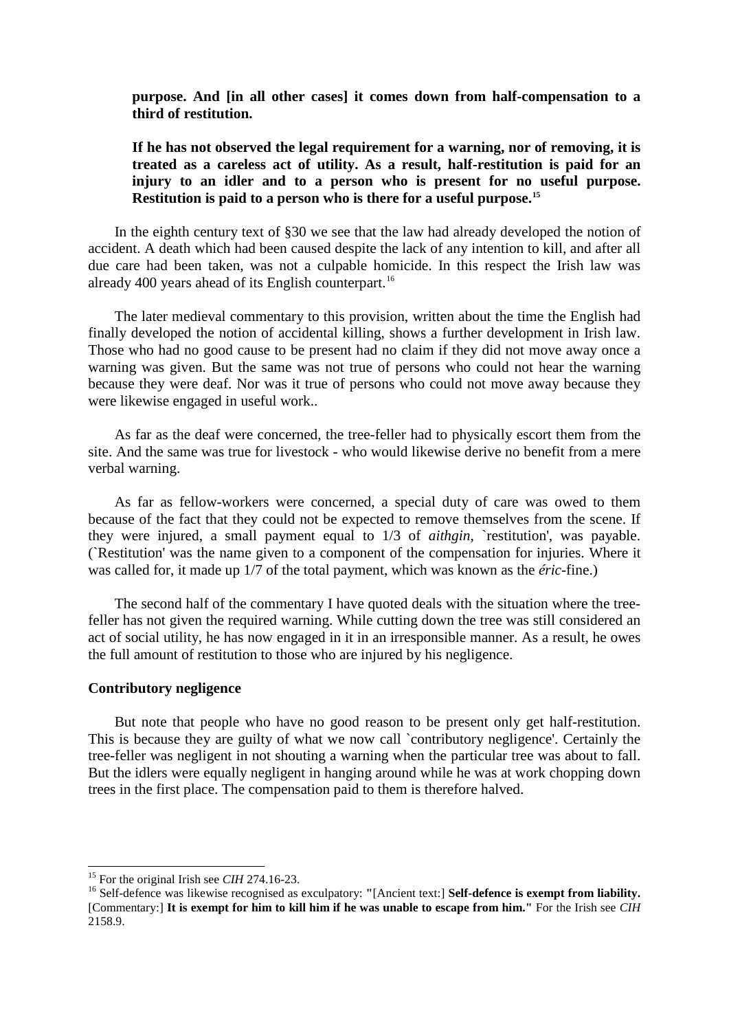**purpose. And [in all other cases] it comes down from half-compensation to a third of restitution.**

**If he has not observed the legal requirement for a warning, nor of removing, it is treated as a careless act of utility. As a result, half-restitution is paid for an injury to an idler and to a person who is present for no useful purpose. Restitution is paid to a person who is there for a useful purpose.**[15]

In the eighth century text of §30 we see that the law had already developed the notion of accident. A death which had been caused despite the lack of any intention to kill, and after all due care had been taken, was not a culpable homicide. In this respect the Irish law was already 400 years ahead of its English counterpart.[16]

The later medieval commentary to this provision, written about the time the English had finally developed the notion of accidental killing, shows a further development in Irish law. Those who had no good cause to be present had no claim if they did not move away once a warning was given. But the same was not true of persons who could not hear the warning because they were deaf. Nor was it true of persons who could not move away because they were likewise engaged in useful work..

As far as the deaf were concerned, the tree-feller had to physically escort them from the site. And the same was true for livestock - who would likewise derive no benefit from a mere verbal warning.

As far as fellow-workers were concerned, a special duty of care was owed to them because of the fact that they could not be expected to remove themselves from the scene. If they were injured, a small payment equal to 1/3 of *aithgin*, `restitution', was payable. (`Restitution' was the name given to a component of the compensation for injuries. Where it was called for, it made up 1/7 of the total payment, which was known as the *éric*-fine.)

The second half of the commentary I have quoted deals with the situation where the tree-feller has not given the required warning. While cutting down the tree was still considered an act of social utility, he has now engaged in it in an irresponsible manner. As a result, he owes the full amount of restitution to those who are injured by his negligence.

### Contributory negligence

But note that people who have no good reason to be present only get half-restitution. This is because they are guilty of what we now call `contributory negligence'. Certainly the tree-feller was negligent in not shouting a warning when the particular tree was about to fall. But the idlers were equally negligent in hanging around while he was at work chopping down trees in the first place. The compensation paid to them is therefore halved.

---

[15] For the original Irish see *CIH* 274.16-23.

[16] Self-defence was likewise recognised as exculpatory: "[Ancient text:] **Self-defence is exempt from liability.** [Commentary:] **It is exempt for him to kill him if he was unable to escape from him.**" For the Irish see *CIH* 2158.9.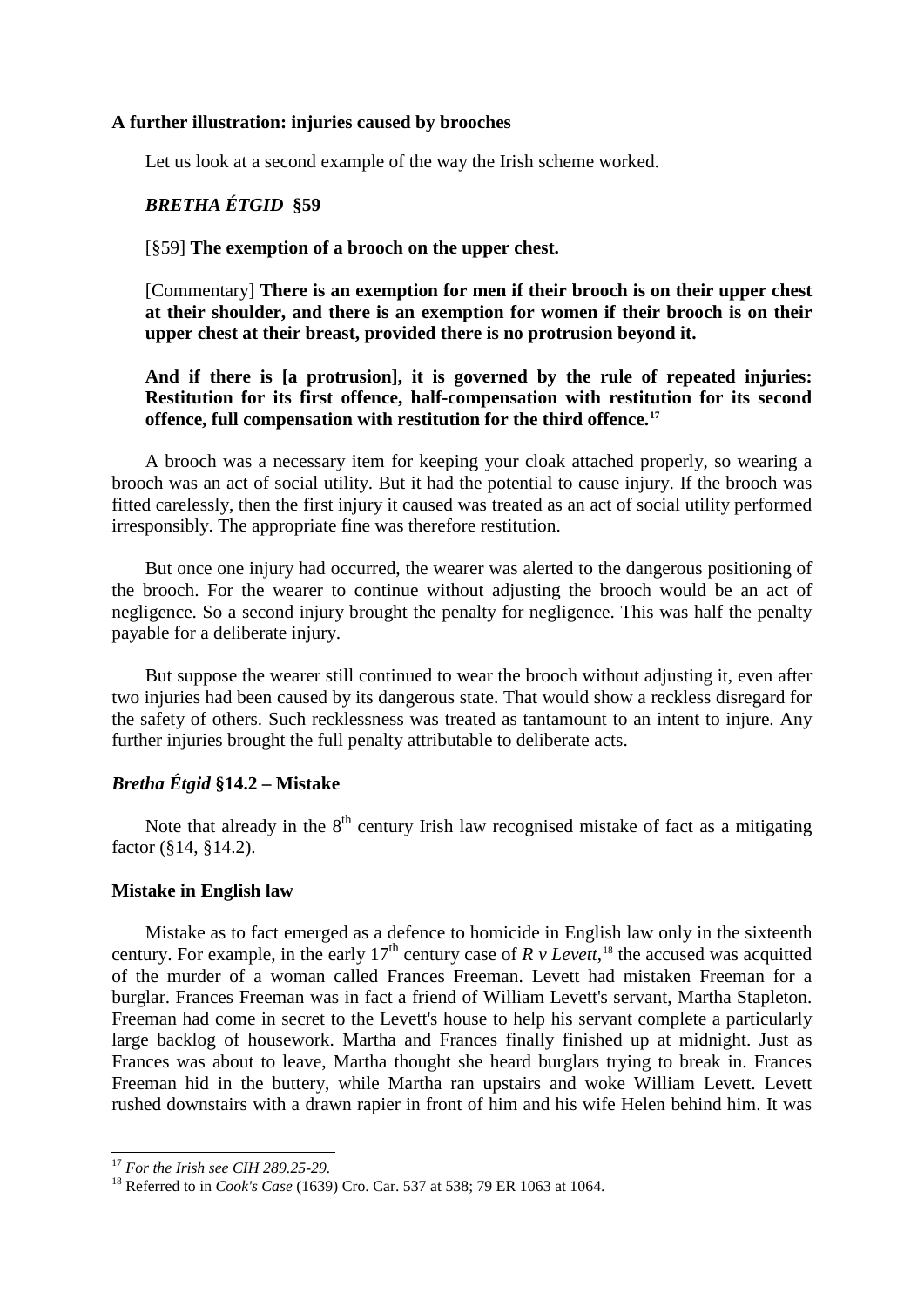### A further illustration: injuries caused by brooches

Let us look at a second example of the way the Irish scheme worked.

***BRETHA ÉTGID* §59**

[§59] **The exemption of a brooch on the upper chest.**

[Commentary] **There is an exemption for men if their brooch is on their upper chest at their shoulder, and there is an exemption for women if their brooch is on their upper chest at their breast, provided there is no protrusion beyond it.**

**And if there is [a protrusion], it is governed by the rule of repeated injuries: Restitution for its first offence, half-compensation with restitution for its second offence, full compensation with restitution for the third offence.**[17]

A brooch was a necessary item for keeping your cloak attached properly, so wearing a brooch was an act of social utility. But it had the potential to cause injury. If the brooch was fitted carelessly, then the first injury it caused was treated as an act of social utility performed irresponsibly. The appropriate fine was therefore restitution.

But once one injury had occurred, the wearer was alerted to the dangerous positioning of the brooch. For the wearer to continue without adjusting the brooch would be an act of negligence. So a second injury brought the penalty for negligence. This was half the penalty payable for a deliberate injury.

But suppose the wearer still continued to wear the brooch without adjusting it, even after two injuries had been caused by its dangerous state. That would show a reckless disregard for the safety of others. Such recklessness was treated as tantamount to an intent to injure. Any further injuries brought the full penalty attributable to deliberate acts.

### *Bretha Étgid* §14.2 – Mistake

Note that already in the 8th century Irish law recognised mistake of fact as a mitigating factor (§14, §14.2).

### Mistake in English law

Mistake as to fact emerged as a defence to homicide in English law only in the sixteenth century. For example, in the early 17th century case of *R v Levett*,[18] the accused was acquitted of the murder of a woman called Frances Freeman. Levett had mistaken Freeman for a burglar. Frances Freeman was in fact a friend of William Levett's servant, Martha Stapleton. Freeman had come in secret to the Levett's house to help his servant complete a particularly large backlog of housework. Martha and Frances finally finished up at midnight. Just as Frances was about to leave, Martha thought she heard burglars trying to break in. Frances Freeman hid in the buttery, while Martha ran upstairs and woke William Levett. Levett rushed downstairs with a drawn rapier in front of him and his wife Helen behind him. It was

---

[17] *For the Irish see CIH 289.25-29.*

[18] Referred to in *Cook's Case* (1639) Cro. Car. 537 at 538; 79 ER 1063 at 1064.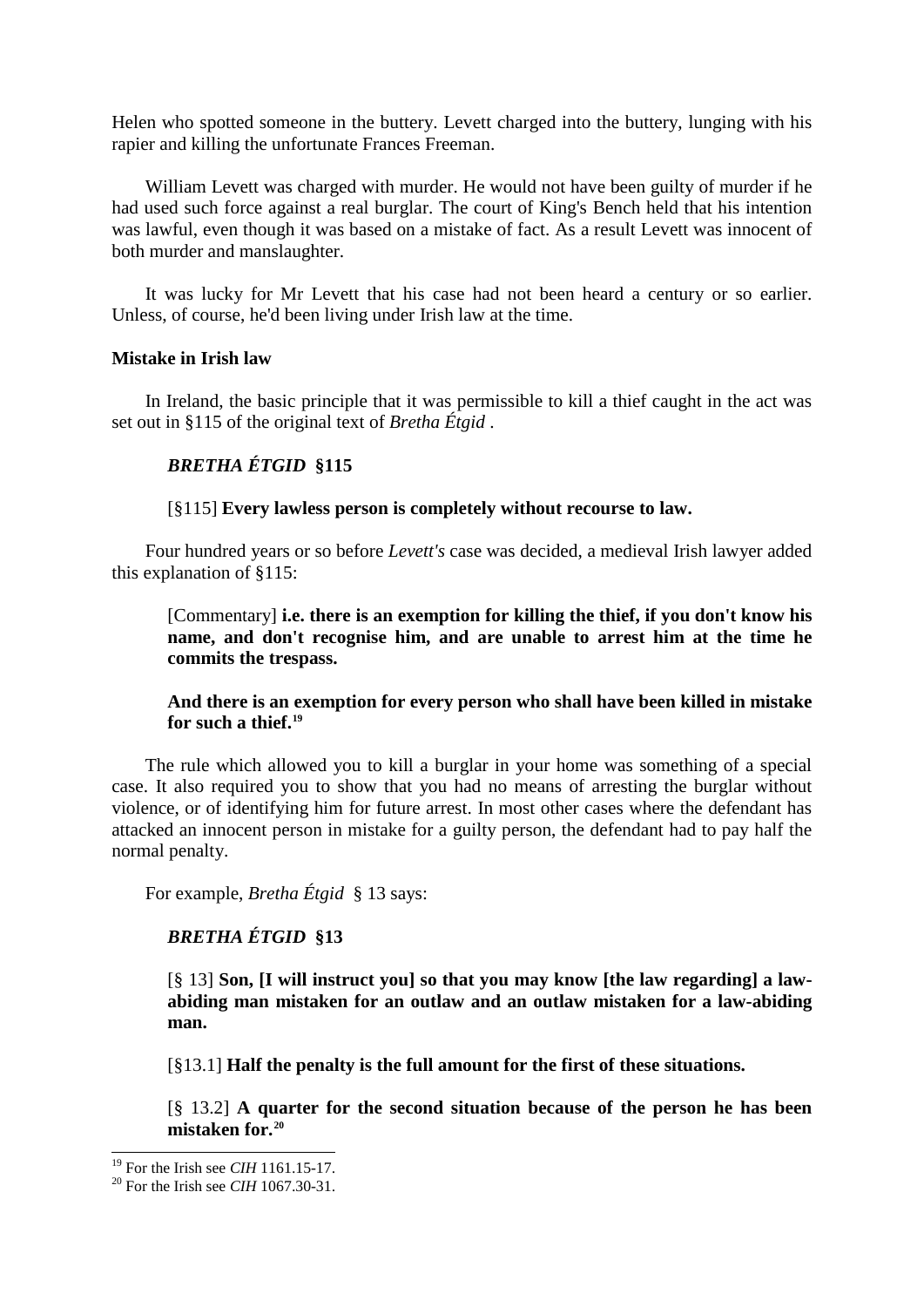Helen who spotted someone in the buttery. Levett charged into the buttery, lunging with his rapier and killing the unfortunate Frances Freeman.

William Levett was charged with murder. He would not have been guilty of murder if he had used such force against a real burglar. The court of King's Bench held that his intention was lawful, even though it was based on a mistake of fact. As a result Levett was innocent of both murder and manslaughter.

It was lucky for Mr Levett that his case had not been heard a century or so earlier. Unless, of course, he'd been living under Irish law at the time.

**Mistake in Irish law**

In Ireland, the basic principle that it was permissible to kill a thief caught in the act was set out in §115 of the original text of *Bretha Étgid* .

> ***BRETHA ÉTGID* §115**
>
> [§115] **Every lawless person is completely without recourse to law.**

Four hundred years or so before *Levett's* case was decided, a medieval Irish lawyer added this explanation of §115:

> [Commentary] **i.e. there is an exemption for killing the thief, if you don't know his name, and don't recognise him, and are unable to arrest him at the time he commits the trespass.**
>
> **And there is an exemption for every person who shall have been killed in mistake for such a thief.**[19]

The rule which allowed you to kill a burglar in your home was something of a special case. It also required you to show that you had no means of arresting the burglar without violence, or of identifying him for future arrest. In most other cases where the defendant has attacked an innocent person in mistake for a guilty person, the defendant had to pay half the normal penalty.

For example, *Bretha Étgid* § 13 says:

> ***BRETHA ÉTGID* §13**
>
> [§ 13] **Son, [I will instruct you] so that you may know [the law regarding] a law-abiding man mistaken for an outlaw and an outlaw mistaken for a law-abiding man.**
>
> [§13.1] **Half the penalty is the full amount for the first of these situations.**
>
> [§ 13.2] **A quarter for the second situation because of the person he has been mistaken for.**[20]

---

[19] For the Irish see *CIH* 1161.15-17.

[20] For the Irish see *CIH* 1067.30-31.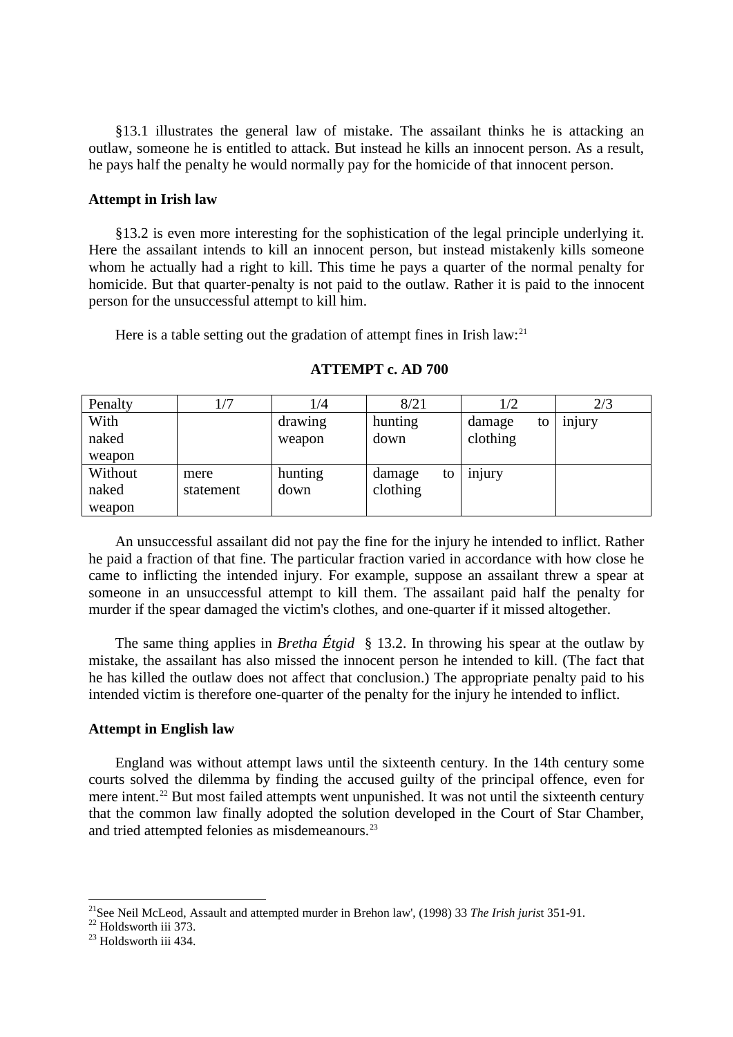§13.1 illustrates the general law of mistake. The assailant thinks he is attacking an outlaw, someone he is entitled to attack. But instead he kills an innocent person. As a result, he pays half the penalty he would normally pay for the homicide of that innocent person.

**Attempt in Irish law**

§13.2 is even more interesting for the sophistication of the legal principle underlying it. Here the assailant intends to kill an innocent person, but instead mistakenly kills someone whom he actually had a right to kill. This time he pays a quarter of the normal penalty for homicide. But that quarter-penalty is not paid to the outlaw. Rather it is paid to the innocent person for the unsuccessful attempt to kill him.

Here is a table setting out the gradation of attempt fines in Irish law:[21]

**ATTEMPT c. AD 700**

| Penalty | 1/7 | 1/4 | 8/21 | 1/2 | 2/3 |
|---|---|---|---|---|---|
| With naked weapon | | drawing weapon | hunting down | damage to clothing | injury |
| Without naked weapon | mere statement | hunting down | damage to clothing | injury | |

An unsuccessful assailant did not pay the fine for the injury he intended to inflict. Rather he paid a fraction of that fine. The particular fraction varied in accordance with how close he came to inflicting the intended injury. For example, suppose an assailant threw a spear at someone in an unsuccessful attempt to kill them. The assailant paid half the penalty for murder if the spear damaged the victim's clothes, and one-quarter if it missed altogether.

The same thing applies in *Bretha Étgid* § 13.2. In throwing his spear at the outlaw by mistake, the assailant has also missed the innocent person he intended to kill. (The fact that he has killed the outlaw does not affect that conclusion.) The appropriate penalty paid to his intended victim is therefore one-quarter of the penalty for the injury he intended to inflict.

**Attempt in English law**

England was without attempt laws until the sixteenth century. In the 14th century some courts solved the dilemma by finding the accused guilty of the principal offence, even for mere intent.[22] But most failed attempts went unpunished. It was not until the sixteenth century that the common law finally adopted the solution developed in the Court of Star Chamber, and tried attempted felonies as misdemeanours.[23]

---

[21] See Neil McLeod, Assault and attempted murder in Brehon law', (1998) 33 *The Irish jurist* 351-91.

[22] Holdsworth iii 373.

[23] Holdsworth iii 434.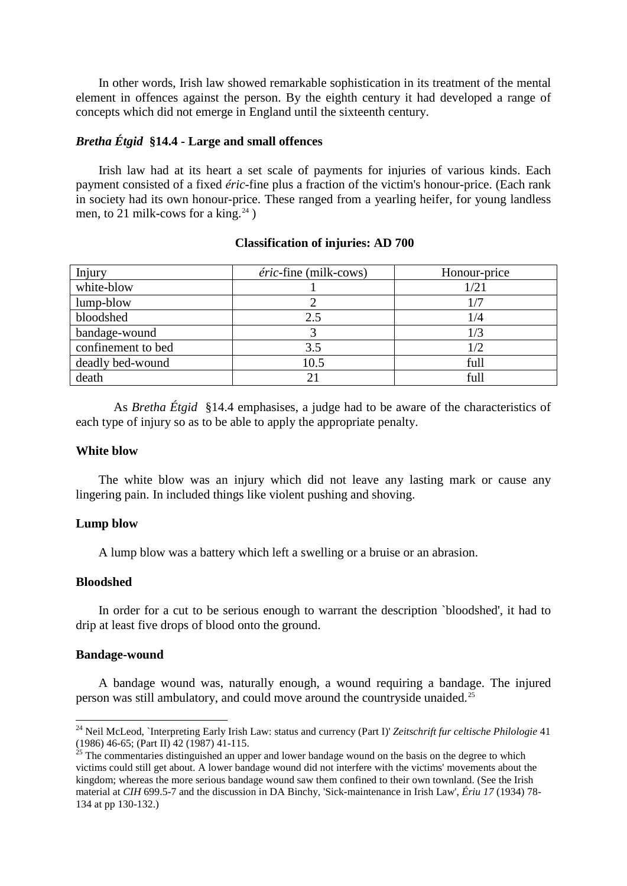In other words, Irish law showed remarkable sophistication in its treatment of the mental element in offences against the person. By the eighth century it had developed a range of concepts which did not emerge in England until the sixteenth century.

### *Bretha Étgid* §14.4 - Large and small offences

Irish law had at its heart a set scale of payments for injuries of various kinds. Each payment consisted of a fixed *éric*-fine plus a fraction of the victim's honour-price. (Each rank in society had its own honour-price. These ranged from a yearling heifer, for young landless men, to 21 milk-cows for a king.[24] )

**Classification of injuries: AD 700**

| Injury | *éric*-fine (milk-cows) | Honour-price |
|---|---|---|
| white-blow | 1 | 1/21 |
| lump-blow | 2 | 1/7 |
| bloodshed | 2.5 | 1/4 |
| bandage-wound | 3 | 1/3 |
| confinement to bed | 3.5 | 1/2 |
| deadly bed-wound | 10.5 | full |
| death | 21 | full |

As *Bretha Étgid* §14.4 emphasises, a judge had to be aware of the characteristics of each type of injury so as to be able to apply the appropriate penalty.

#### White blow

The white blow was an injury which did not leave any lasting mark or cause any lingering pain. In included things like violent pushing and shoving.

#### Lump blow

A lump blow was a battery which left a swelling or a bruise or an abrasion.

#### Bloodshed

In order for a cut to be serious enough to warrant the description `bloodshed', it had to drip at least five drops of blood onto the ground.

#### Bandage-wound

A bandage wound was, naturally enough, a wound requiring a bandage. The injured person was still ambulatory, and could move around the countryside unaided.[25]

---

[24] Neil McLeod, `Interpreting Early Irish Law: status and currency (Part I)' *Zeitschrift fur celtische Philologie* 41 (1986) 46-65; (Part II) 42 (1987) 41-115.

[25] The commentaries distinguished an upper and lower bandage wound on the basis on the degree to which victims could still get about. A lower bandage wound did not interfere with the victims' movements about the kingdom; whereas the more serious bandage wound saw them confined to their own townland. (See the Irish material at *CIH* 699.5-7 and the discussion in DA Binchy, 'Sick-maintenance in Irish Law', *Ériu 17* (1934) 78-134 at pp 130-132.)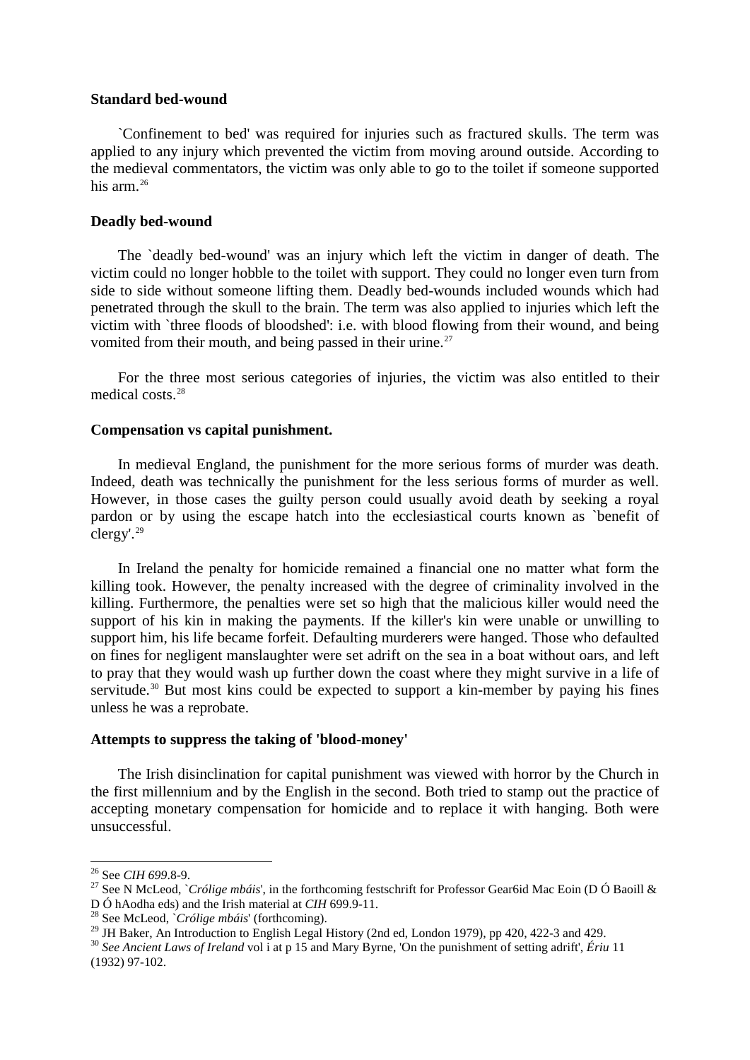**Standard bed-wound**

`Confinement to bed' was required for injuries such as fractured skulls. The term was applied to any injury which prevented the victim from moving around outside. According to the medieval commentators, the victim was only able to go to the toilet if someone supported his arm.[26]

**Deadly bed-wound**

The `deadly bed-wound' was an injury which left the victim in danger of death. The victim could no longer hobble to the toilet with support. They could no longer even turn from side to side without someone lifting them. Deadly bed-wounds included wounds which had penetrated through the skull to the brain. The term was also applied to injuries which left the victim with `three floods of bloodshed': i.e. with blood flowing from their wound, and being vomited from their mouth, and being passed in their urine.[27]

For the three most serious categories of injuries, the victim was also entitled to their medical costs.[28]

**Compensation vs capital punishment.**

In medieval England, the punishment for the more serious forms of murder was death. Indeed, death was technically the punishment for the less serious forms of murder as well. However, in those cases the guilty person could usually avoid death by seeking a royal pardon or by using the escape hatch into the ecclesiastical courts known as `benefit of clergy'.[29]

In Ireland the penalty for homicide remained a financial one no matter what form the killing took. However, the penalty increased with the degree of criminality involved in the killing. Furthermore, the penalties were set so high that the malicious killer would need the support of his kin in making the payments. If the killer's kin were unable or unwilling to support him, his life became forfeit. Defaulting murderers were hanged. Those who defaulted on fines for negligent manslaughter were set adrift on the sea in a boat without oars, and left to pray that they would wash up further down the coast where they might survive in a life of servitude.[30] But most kins could be expected to support a kin-member by paying his fines unless he was a reprobate.

**Attempts to suppress the taking of 'blood-money'**

The Irish disinclination for capital punishment was viewed with horror by the Church in the first millennium and by the English in the second. Both tried to stamp out the practice of accepting monetary compensation for homicide and to replace it with hanging. Both were unsuccessful.

---

[26] See *CIH 699*.8-9.

[27] See N McLeod, `*Crólige mbáis*', in the forthcoming festschrift for Professor Gear6id Mac Eoin (D Ó Baoill & D Ó hAodha eds) and the Irish material at *CIH* 699.9-11.

[28] See McLeod, `*Crólige mbáis*' (forthcoming).

[29] JH Baker, An Introduction to English Legal History (2nd ed, London 1979), pp 420, 422-3 and 429.

[30] *See Ancient Laws of Ireland* vol i at p 15 and Mary Byrne, 'On the punishment of setting adrift', *Ériu* 11 (1932) 97-102.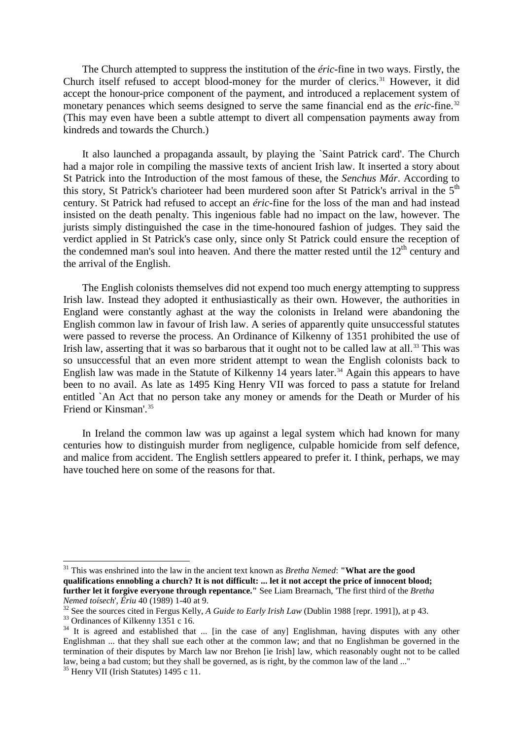The Church attempted to suppress the institution of the *éric*-fine in two ways. Firstly, the Church itself refused to accept blood-money for the murder of clerics.[31] However, it did accept the honour-price component of the payment, and introduced a replacement system of monetary penances which seems designed to serve the same financial end as the *eric*-fine.[32] (This may even have been a subtle attempt to divert all compensation payments away from kindreds and towards the Church.)

It also launched a propaganda assault, by playing the `Saint Patrick card'. The Church had a major role in compiling the massive texts of ancient Irish law. It inserted a story about St Patrick into the Introduction of the most famous of these, the *Senchus Már*. According to this story, St Patrick's charioteer had been murdered soon after St Patrick's arrival in the 5th century. St Patrick had refused to accept an *éric*-fine for the loss of the man and had instead insisted on the death penalty. This ingenious fable had no impact on the law, however. The jurists simply distinguished the case in the time-honoured fashion of judges. They said the verdict applied in St Patrick's case only, since only St Patrick could ensure the reception of the condemned man's soul into heaven. And there the matter rested until the 12th century and the arrival of the English.

The English colonists themselves did not expend too much energy attempting to suppress Irish law. Instead they adopted it enthusiastically as their own. However, the authorities in England were constantly aghast at the way the colonists in Ireland were abandoning the English common law in favour of Irish law. A series of apparently quite unsuccessful statutes were passed to reverse the process. An Ordinance of Kilkenny of 1351 prohibited the use of Irish law, asserting that it was so barbarous that it ought not to be called law at all.[33] This was so unsuccessful that an even more strident attempt to wean the English colonists back to English law was made in the Statute of Kilkenny 14 years later.[34] Again this appears to have been to no avail. As late as 1495 King Henry VII was forced to pass a statute for Ireland entitled `An Act that no person take any money or amends for the Death or Murder of his Friend or Kinsman'.[35]

In Ireland the common law was up against a legal system which had known for many centuries how to distinguish murder from negligence, culpable homicide from self defence, and malice from accident. The English settlers appeared to prefer it. I think, perhaps, we may have touched here on some of the reasons for that.

---

[31] This was enshrined into the law in the ancient text known as *Bretha Nemed*: **"What are the good qualifications ennobling a church? It is not difficult: ... let it not accept the price of innocent blood; further let it forgive everyone through repentance."** See Liam Brearnach, 'The first third of the *Bretha Nemed toísech*', *Ériu* 40 (1989) 1-40 at 9.

[32] See the sources cited in Fergus Kelly, *A Guide to Early Irish Law* (Dublin 1988 [repr. 1991]), at p 43.

[33] Ordinances of Kilkenny 1351 c 16.

[34] It is agreed and established that ... [in the case of any] Englishman, having disputes with any other Englishman ... that they shall sue each other at the common law; and that no Englishman be governed in the termination of their disputes by March law nor Brehon [ie Irish] law, which reasonably ought not to be called law, being a bad custom; but they shall be governed, as is right, by the common law of the land ..."

[35] Henry VII (Irish Statutes) 1495 c 11.